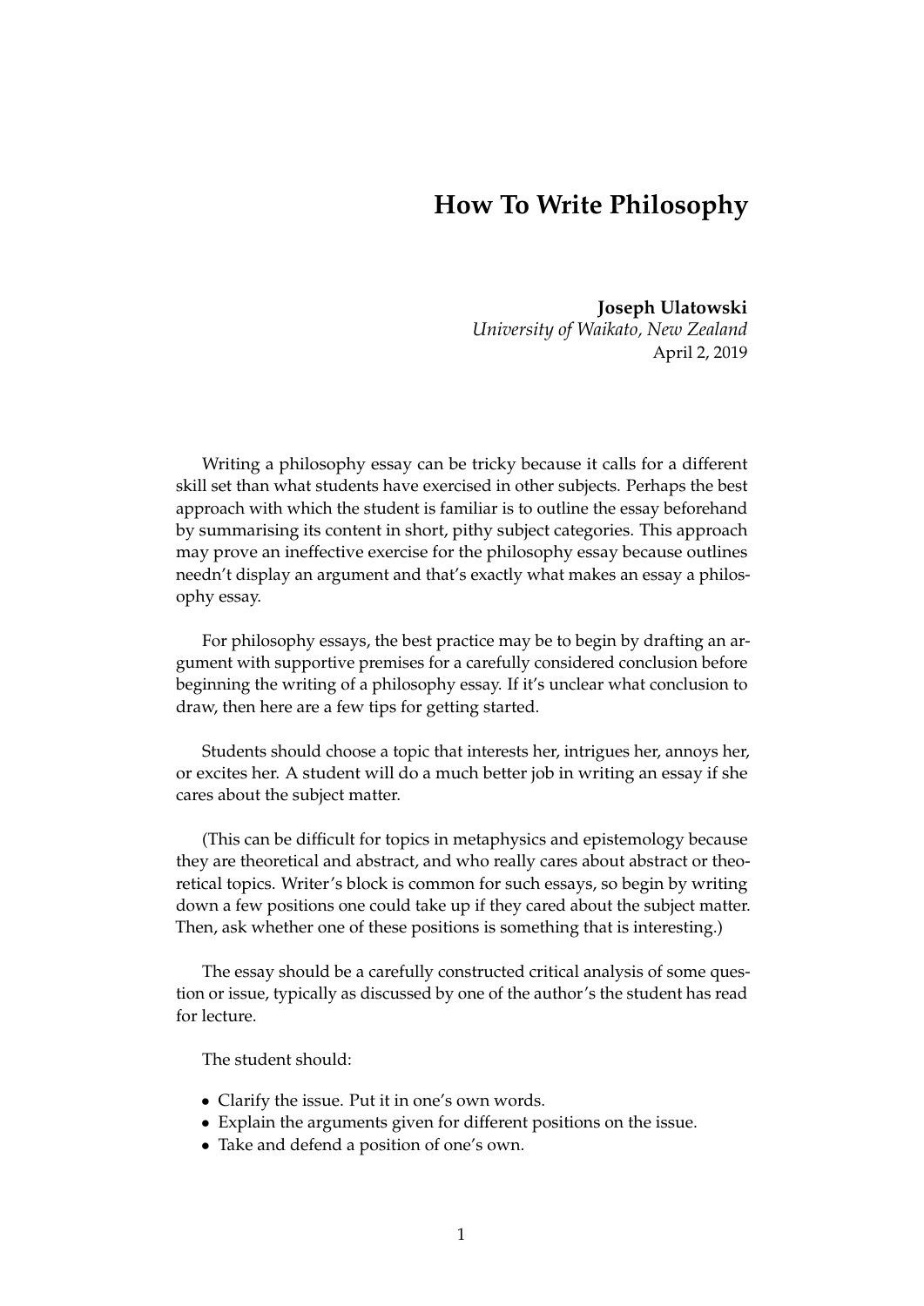# How To Write Philosophy

**Joseph Ulatowski**
*University of Waikato, New Zealand*
April 2, 2019

Writing a philosophy essay can be tricky because it calls for a different skill set than what students have exercised in other subjects. Perhaps the best approach with which the student is familiar is to outline the essay beforehand by summarising its content in short, pithy subject categories. This approach may prove an ineffective exercise for the philosophy essay because outlines needn't display an argument and that's exactly what makes an essay a philosophy essay.

For philosophy essays, the best practice may be to begin by drafting an argument with supportive premises for a carefully considered conclusion before beginning the writing of a philosophy essay. If it's unclear what conclusion to draw, then here are a few tips for getting started.

Students should choose a topic that interests her, intrigues her, annoys her, or excites her. A student will do a much better job in writing an essay if she cares about the subject matter.

(This can be difficult for topics in metaphysics and epistemology because they are theoretical and abstract, and who really cares about abstract or theoretical topics. Writer's block is common for such essays, so begin by writing down a few positions one could take up if they cared about the subject matter. Then, ask whether one of these positions is something that is interesting.)

The essay should be a carefully constructed critical analysis of some question or issue, typically as discussed by one of the author's the student has read for lecture.

The student should:

- Clarify the issue. Put it in one's own words.
- Explain the arguments given for different positions on the issue.
- Take and defend a position of one's own.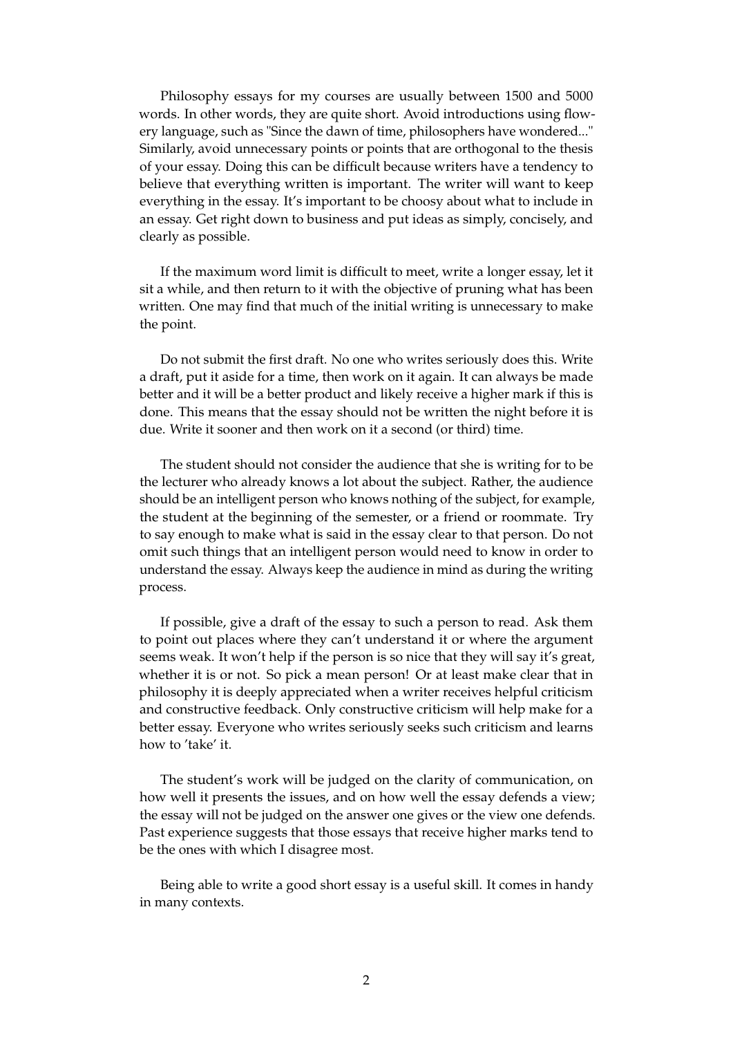Philosophy essays for my courses are usually between 1500 and 5000 words. In other words, they are quite short. Avoid introductions using flowery language, such as "Since the dawn of time, philosophers have wondered..." Similarly, avoid unnecessary points or points that are orthogonal to the thesis of your essay. Doing this can be difficult because writers have a tendency to believe that everything written is important. The writer will want to keep everything in the essay. It's important to be choosy about what to include in an essay. Get right down to business and put ideas as simply, concisely, and clearly as possible.

If the maximum word limit is difficult to meet, write a longer essay, let it sit a while, and then return to it with the objective of pruning what has been written. One may find that much of the initial writing is unnecessary to make the point.

Do not submit the first draft. No one who writes seriously does this. Write a draft, put it aside for a time, then work on it again. It can always be made better and it will be a better product and likely receive a higher mark if this is done. This means that the essay should not be written the night before it is due. Write it sooner and then work on it a second (or third) time.

The student should not consider the audience that she is writing for to be the lecturer who already knows a lot about the subject. Rather, the audience should be an intelligent person who knows nothing of the subject, for example, the student at the beginning of the semester, or a friend or roommate. Try to say enough to make what is said in the essay clear to that person. Do not omit such things that an intelligent person would need to know in order to understand the essay. Always keep the audience in mind as during the writing process.

If possible, give a draft of the essay to such a person to read. Ask them to point out places where they can't understand it or where the argument seems weak. It won't help if the person is so nice that they will say it's great, whether it is or not. So pick a mean person! Or at least make clear that in philosophy it is deeply appreciated when a writer receives helpful criticism and constructive feedback. Only constructive criticism will help make for a better essay. Everyone who writes seriously seeks such criticism and learns how to 'take' it.

The student's work will be judged on the clarity of communication, on how well it presents the issues, and on how well the essay defends a view; the essay will not be judged on the answer one gives or the view one defends. Past experience suggests that those essays that receive higher marks tend to be the ones with which I disagree most.

Being able to write a good short essay is a useful skill. It comes in handy in many contexts.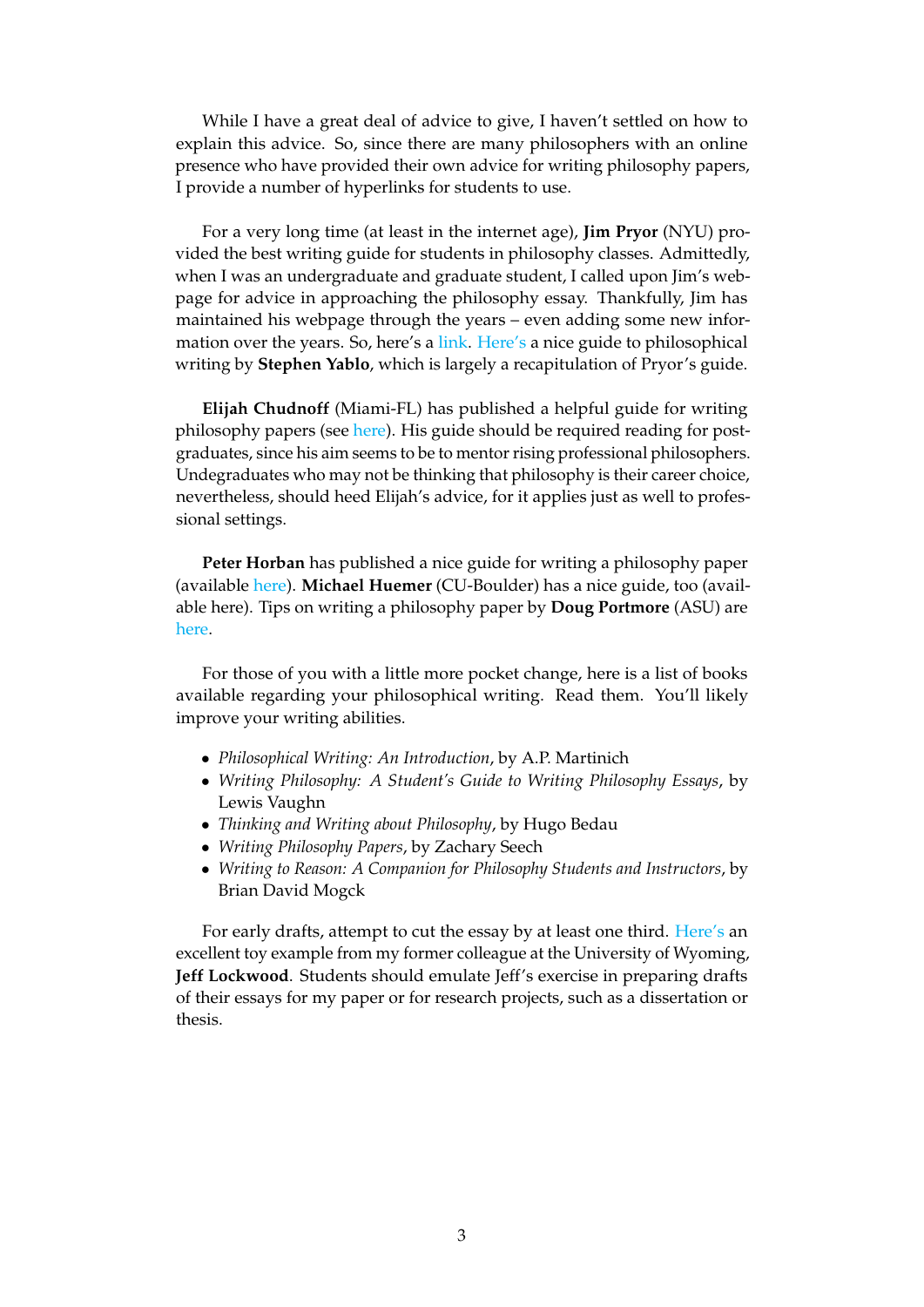While I have a great deal of advice to give, I haven't settled on how to explain this advice. So, since there are many philosophers with an online presence who have provided their own advice for writing philosophy papers, I provide a number of hyperlinks for students to use.

For a very long time (at least in the internet age), **Jim Pryor** (NYU) provided the best writing guide for students in philosophy classes. Admittedly, when I was an undergraduate and graduate student, I called upon Jim's webpage for advice in approaching the philosophy essay. Thankfully, Jim has maintained his webpage through the years – even adding some new information over the years. So, here's a link. Here's a nice guide to philosophical writing by **Stephen Yablo**, which is largely a recapitulation of Pryor's guide.

**Elijah Chudnoff** (Miami-FL) has published a helpful guide for writing philosophy papers (see here). His guide should be required reading for postgraduates, since his aim seems to be to mentor rising professional philosophers. Undegraduates who may not be thinking that philosophy is their career choice, nevertheless, should heed Elijah's advice, for it applies just as well to professional settings.

**Peter Horban** has published a nice guide for writing a philosophy paper (available here). **Michael Huemer** (CU-Boulder) has a nice guide, too (available here). Tips on writing a philosophy paper by **Doug Portmore** (ASU) are here.

For those of you with a little more pocket change, here is a list of books available regarding your philosophical writing. Read them. You'll likely improve your writing abilities.

- *Philosophical Writing: An Introduction*, by A.P. Martinich
- *Writing Philosophy: A Student's Guide to Writing Philosophy Essays*, by Lewis Vaughn
- *Thinking and Writing about Philosophy*, by Hugo Bedau
- *Writing Philosophy Papers*, by Zachary Seech
- *Writing to Reason: A Companion for Philosophy Students and Instructors*, by Brian David Mogck

For early drafts, attempt to cut the essay by at least one third. Here's an excellent toy example from my former colleague at the University of Wyoming, **Jeff Lockwood**. Students should emulate Jeff's exercise in preparing drafts of their essays for my paper or for research projects, such as a dissertation or thesis.